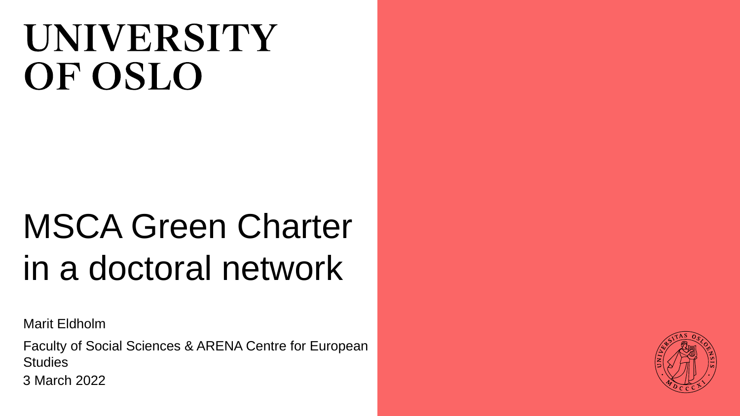# UNIVERSITY OF OSLO

# MSCA Green Charter in a doctoral network

Marit Eldholm

Faculty of Social Sciences & ARENA Centre for European Studies

3 March 2022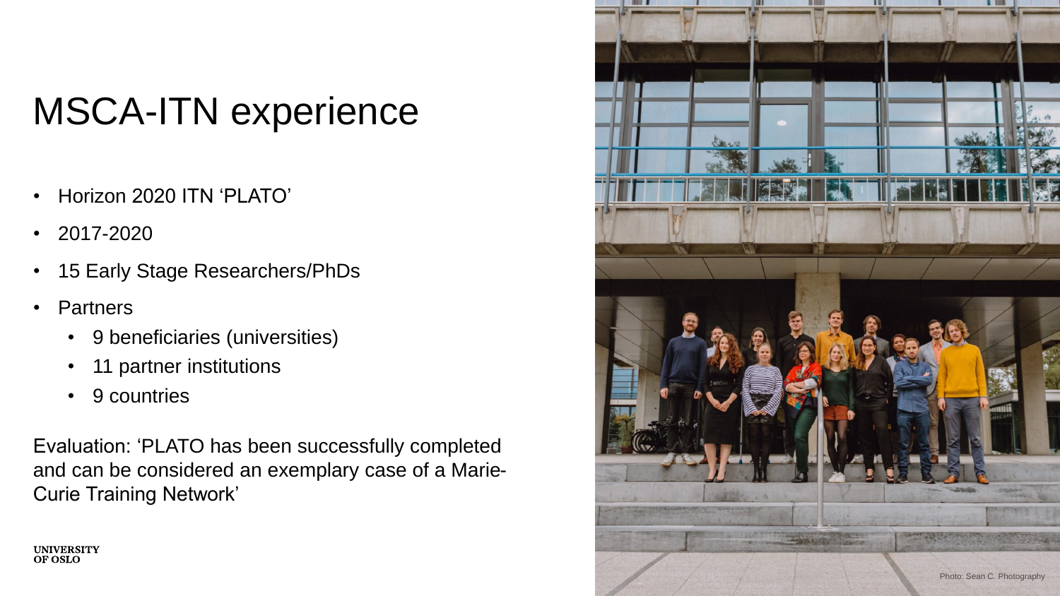# MSCA-ITN experience

- Horizon 2020 ITN 'PLATO'
- 2017-2020
- 15 Early Stage Researchers/PhDs
- Partners
  - 9 beneficiaries (universities)
  - 11 partner institutions
  - 9 countries

Evaluation: 'PLATO has been successfully completed and can be considered an exemplary case of a Marie-Curie Training Network'

Photo: Sean C. Photography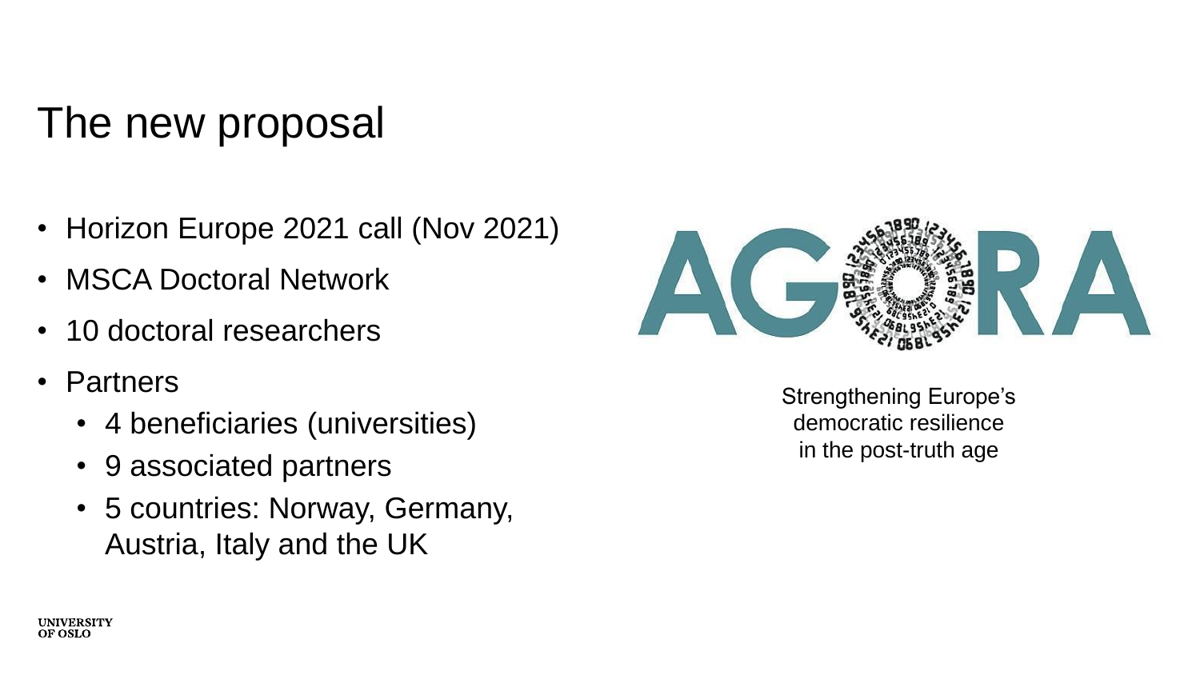# The new proposal

- Horizon Europe 2021 call (Nov 2021)
- MSCA Doctoral Network
- 10 doctoral researchers
- Partners
  - 4 beneficiaries (universities)
  - 9 associated partners
  - 5 countries: Norway, Germany, Austria, Italy and the UK

AGORA

Strengthening Europe's democratic resilience in the post-truth age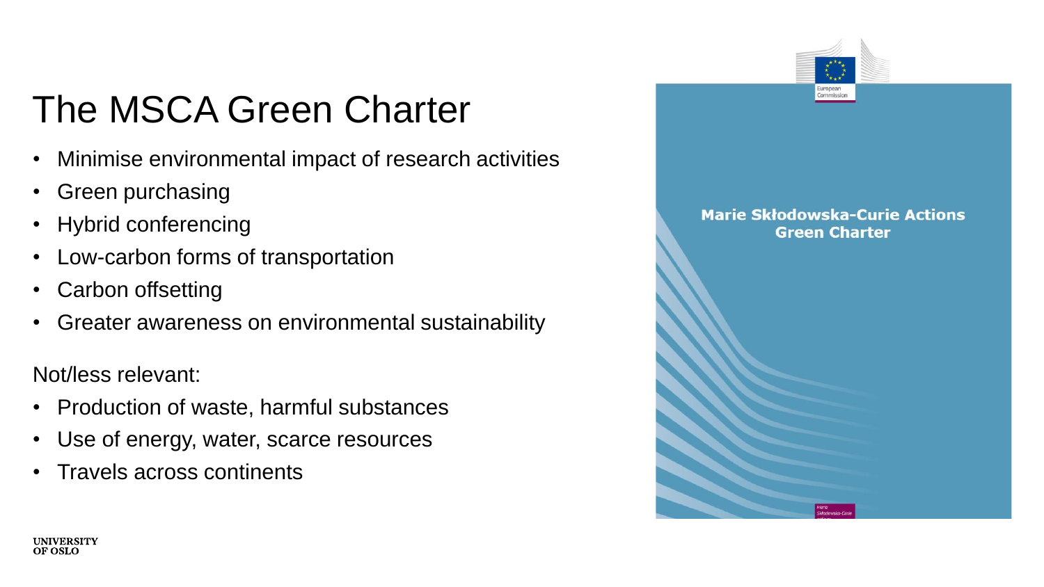# The MSCA Green Charter

- Minimise environmental impact of research activities
- Green purchasing
- Hybrid conferencing
- Low-carbon forms of transportation
- Carbon offsetting
- Greater awareness on environmental sustainability

Not/less relevant:

- Production of waste, harmful substances
- Use of energy, water, scarce resources
- Travels across continents

**Marie Skłodowska-Curie Actions Green Charter**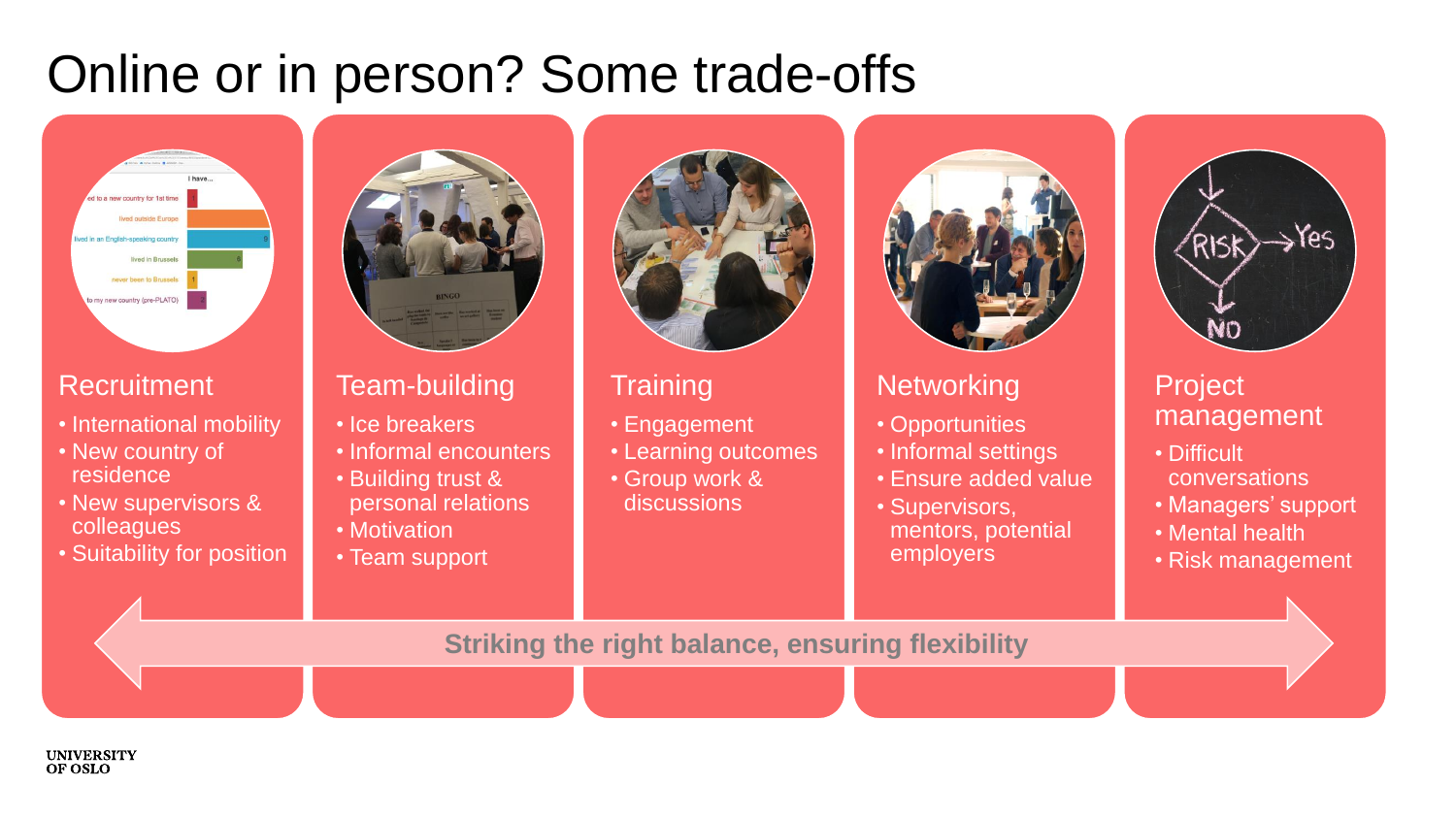# Online or in person? Some trade-offs

## Recruitment

- International mobility
- New country of residence
- New supervisors & colleagues
- Suitability for position

## Team-building

- Ice breakers
- Informal encounters
- Building trust & personal relations
- Motivation
- Team support

## Training

- Engagement
- Learning outcomes
- Group work & discussions

## Networking

- Opportunities
- Informal settings
- Ensure added value
- Supervisors, mentors, potential employers

## Project management

- Difficult conversations
- Managers' support
- Mental health
- Risk management

**Striking the right balance, ensuring flexibility**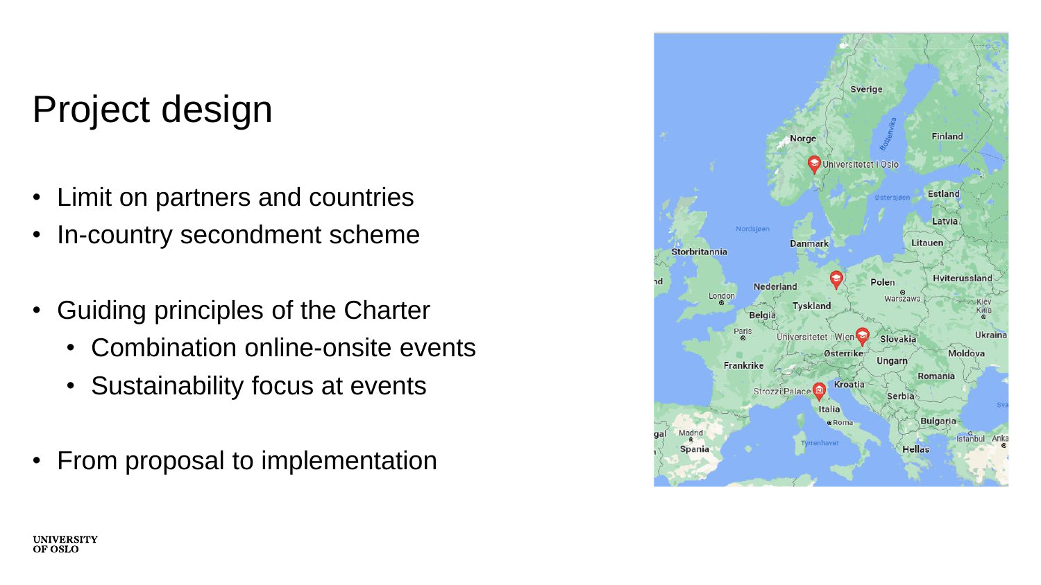# Project design

- Limit on partners and countries
- In-country secondment scheme

- Guiding principles of the Charter
  - Combination online-onsite events
  - Sustainability focus at events

- From proposal to implementation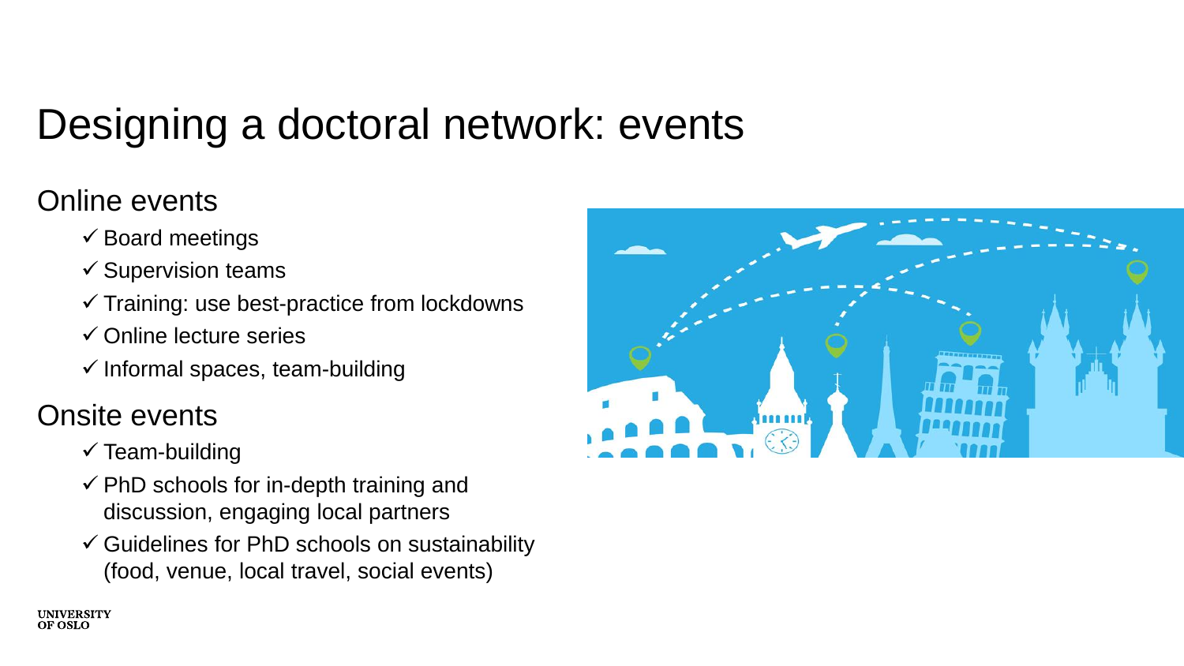# Designing a doctoral network: events

## Online events

- ✓ Board meetings
- ✓ Supervision teams
- ✓ Training: use best-practice from lockdowns
- ✓ Online lecture series
- ✓ Informal spaces, team-building

## Onsite events

- ✓ Team-building
- ✓ PhD schools for in-depth training and discussion, engaging local partners
- ✓ Guidelines for PhD schools on sustainability (food, venue, local travel, social events)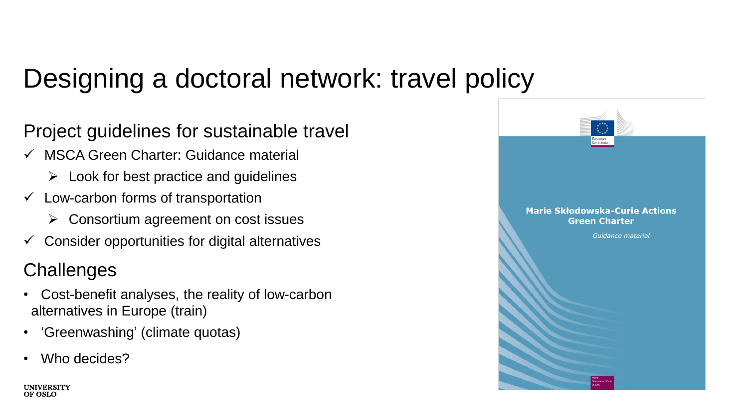# Designing a doctoral network: travel policy

## Project guidelines for sustainable travel

- ✓ MSCA Green Charter: Guidance material
  - ➢ Look for best practice and guidelines
- ✓ Low-carbon forms of transportation
  - ➢ Consortium agreement on cost issues
- ✓ Consider opportunities for digital alternatives

## Challenges

- Cost-benefit analyses, the reality of low-carbon alternatives in Europe (train)
- 'Greenwashing' (climate quotas)
- Who decides?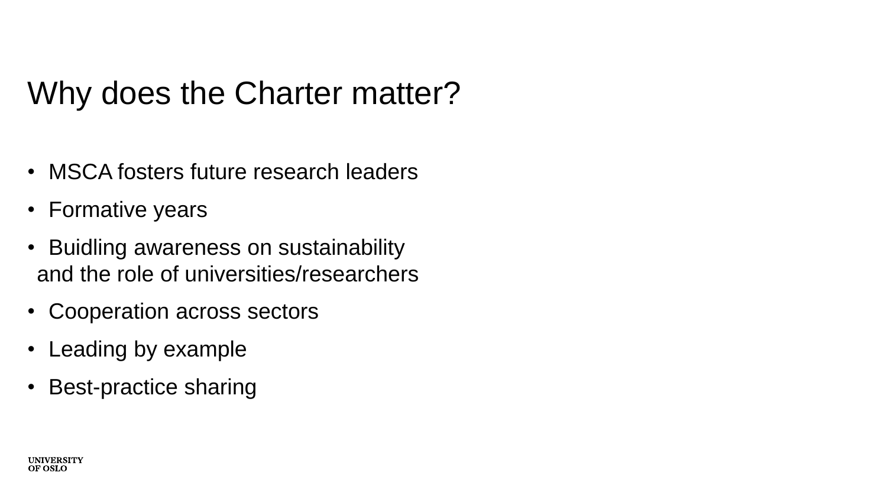# Why does the Charter matter?

- MSCA fosters future research leaders
- Formative years
- Buidling awareness on sustainability and the role of universities/researchers
- Cooperation across sectors
- Leading by example
- Best-practice sharing

UNIVERSITY OF OSLO